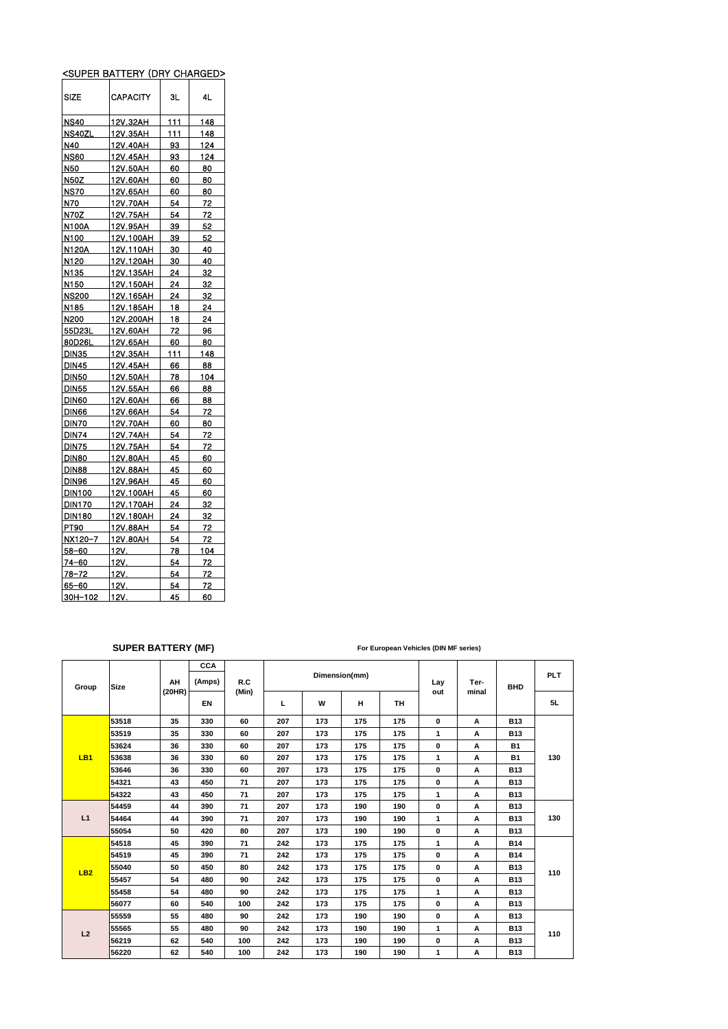## <SUPER BATTERY (DRY CHARGED)>

| SIZE | CAPACITY | 3L | 4L |
|---|---|---|---|
| NS40 | 12V.32AH | 111 | 148 |
| NS40ZL | 12V.35AH | 111 | 148 |
| N40 | 12V.40AH | 93 | 124 |
| NS60 | 12V.45AH | 93 | 124 |
| N50 | 12V.50AH | 60 | 80 |
| N50Z | 12V.60AH | 60 | 80 |
| NS70 | 12V.65AH | 60 | 80 |
| N70 | 12V.70AH | 54 | 72 |
| N70Z | 12V.75AH | 54 | 72 |
| N100A | 12V.95AH | 39 | 52 |
| N100 | 12V.100AH | 39 | 52 |
| N120A | 12V.110AH | 30 | 40 |
| N120 | 12V.120AH | 30 | 40 |
| N135 | 12V.135AH | 24 | 32 |
| N150 | 12V.150AH | 24 | 32 |
| NS200 | 12V.165AH | 24 | 32 |
| N185 | 12V.185AH | 18 | 24 |
| N200 | 12V.200AH | 18 | 24 |
| 55D23L | 12V.60AH | 72 | 96 |
| 80D26L | 12V.65AH | 60 | 80 |
| DIN35 | 12V.35AH | 111 | 148 |
| DIN45 | 12V.45AH | 66 | 88 |
| DIN50 | 12V.50AH | 78 | 104 |
| DIN55 | 12V.55AH | 66 | 88 |
| DIN60 | 12V.60AH | 66 | 88 |
| DIN66 | 12V.66AH | 54 | 72 |
| DIN70 | 12V.70AH | 60 | 80 |
| DIN74 | 12V.74AH | 54 | 72 |
| DIN75 | 12V.75AH | 54 | 72 |
| DIN80 | 12V.80AH | 45 | 60 |
| DIN88 | 12V.88AH | 45 | 60 |
| DIN96 | 12V.96AH | 45 | 60 |
| DIN100 | 12V.100AH | 45 | 60 |
| DIN170 | 12V.170AH | 24 | 32 |
| DIN180 | 12V.180AH | 24 | 32 |
| PT90 | 12V.88AH | 54 | 72 |
| NX120-7 | 12V.80AH | 54 | 72 |
| 58-60 | 12V. | 78 | 104 |
| 74-60 | 12V. | 54 | 72 |
| 78-72 | 12V. | 54 | 72 |
| 65-60 | 12V. | 54 | 72 |
| 30H-102 | 12V. | 45 | 60 |

## SUPER BATTERY (MF)

**For European Vehicles (DIN MF series)**

| Group | Size | AH (20HR) | CCA (Amps) | R.C (Min) | Dimension(mm) | | | | Lay out | Ter-minal | BHD | PLT |
|---|---|---|---|---|---|---|---|---|---|---|---|---|
| | | | EN | | L | W | H | TH | | | | 5L |
| LB1 | 53518 | 35 | 330 | 60 | 207 | 173 | 175 | 175 | 0 | A | B13 | 130 |
| | 53519 | 35 | 330 | 60 | 207 | 173 | 175 | 175 | 1 | A | B13 | |
| | 53624 | 36 | 330 | 60 | 207 | 173 | 175 | 175 | 0 | A | B1 | |
| | 53638 | 36 | 330 | 60 | 207 | 173 | 175 | 175 | 1 | A | B1 | |
| | 53646 | 36 | 330 | 60 | 207 | 173 | 175 | 175 | 0 | A | B13 | |
| | 54321 | 43 | 450 | 71 | 207 | 173 | 175 | 175 | 0 | A | B13 | |
| | 54322 | 43 | 450 | 71 | 207 | 173 | 175 | 175 | 1 | A | B13 | |
| L1 | 54459 | 44 | 390 | 71 | 207 | 173 | 190 | 190 | 0 | A | B13 | 130 |
| | 54464 | 44 | 390 | 71 | 207 | 173 | 190 | 190 | 1 | A | B13 | |
| | 55054 | 50 | 420 | 80 | 207 | 173 | 190 | 190 | 0 | A | B13 | |
| LB2 | 54518 | 45 | 390 | 71 | 242 | 173 | 175 | 175 | 1 | A | B14 | 110 |
| | 54519 | 45 | 390 | 71 | 242 | 173 | 175 | 175 | 0 | A | B14 | |
| | 55040 | 50 | 450 | 80 | 242 | 173 | 175 | 175 | 0 | A | B13 | |
| | 55457 | 54 | 480 | 90 | 242 | 173 | 175 | 175 | 0 | A | B13 | |
| | 55458 | 54 | 480 | 90 | 242 | 173 | 175 | 175 | 1 | A | B13 | |
| | 56077 | 60 | 540 | 100 | 242 | 173 | 175 | 175 | 0 | A | B13 | |
| L2 | 55559 | 55 | 480 | 90 | 242 | 173 | 190 | 190 | 0 | A | B13 | 110 |
| | 55565 | 55 | 480 | 90 | 242 | 173 | 190 | 190 | 1 | A | B13 | |
| | 56219 | 62 | 540 | 100 | 242 | 173 | 190 | 190 | 0 | A | B13 | |
| | 56220 | 62 | 540 | 100 | 242 | 173 | 190 | 190 | 1 | A | B13 | |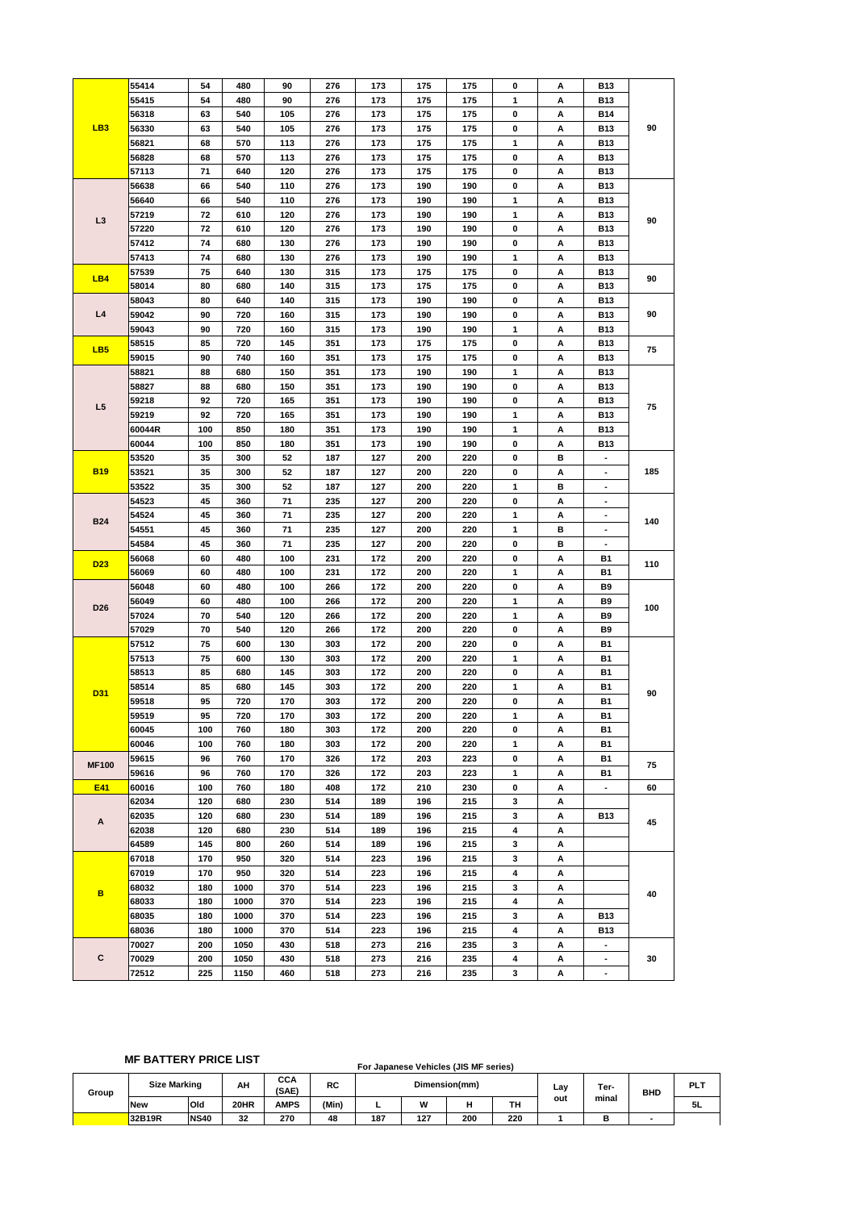| | | | | | | | | | | | | |
|---|---|---|---|---|---|---|---|---|---|---|---|---|
| **LB3** | 55414 | 54 | 480 | 90 | 276 | 173 | 175 | 175 | 0 | A | B13 | 90 |
| | 55415 | 54 | 480 | 90 | 276 | 173 | 175 | 175 | 1 | A | B13 | |
| | 56318 | 63 | 540 | 105 | 276 | 173 | 175 | 175 | 0 | A | B14 | |
| | 56330 | 63 | 540 | 105 | 276 | 173 | 175 | 175 | 0 | A | B13 | |
| | 56821 | 68 | 570 | 113 | 276 | 173 | 175 | 175 | 1 | A | B13 | |
| | 56828 | 68 | 570 | 113 | 276 | 173 | 175 | 175 | 0 | A | B13 | |
| | 57113 | 71 | 640 | 120 | 276 | 173 | 175 | 175 | 0 | A | B13 | |
| **L3** | 56638 | 66 | 540 | 110 | 276 | 173 | 190 | 190 | 0 | A | B13 | 90 |
| | 56640 | 66 | 540 | 110 | 276 | 173 | 190 | 190 | 1 | A | B13 | |
| | 57219 | 72 | 610 | 120 | 276 | 173 | 190 | 190 | 1 | A | B13 | |
| | 57220 | 72 | 610 | 120 | 276 | 173 | 190 | 190 | 0 | A | B13 | |
| | 57412 | 74 | 680 | 130 | 276 | 173 | 190 | 190 | 0 | A | B13 | |
| | 57413 | 74 | 680 | 130 | 276 | 173 | 190 | 190 | 1 | A | B13 | |
| **LB4** | 57539 | 75 | 640 | 130 | 315 | 173 | 175 | 175 | 0 | A | B13 | 90 |
| | 58014 | 80 | 680 | 140 | 315 | 173 | 175 | 175 | 0 | A | B13 | |
| **L4** | 58043 | 80 | 640 | 140 | 315 | 173 | 190 | 190 | 0 | A | B13 | 90 |
| | 59042 | 90 | 720 | 160 | 315 | 173 | 190 | 190 | 0 | A | B13 | |
| | 59043 | 90 | 720 | 160 | 315 | 173 | 190 | 190 | 1 | A | B13 | |
| **LB5** | 58515 | 85 | 720 | 145 | 351 | 173 | 175 | 175 | 0 | A | B13 | 75 |
| | 59015 | 90 | 740 | 160 | 351 | 173 | 175 | 175 | 0 | A | B13 | |
| **L5** | 58821 | 88 | 680 | 150 | 351 | 173 | 190 | 190 | 1 | A | B13 | 75 |
| | 58827 | 88 | 680 | 150 | 351 | 173 | 190 | 190 | 0 | A | B13 | |
| | 59218 | 92 | 720 | 165 | 351 | 173 | 190 | 190 | 0 | A | B13 | |
| | 59219 | 92 | 720 | 165 | 351 | 173 | 190 | 190 | 1 | A | B13 | |
| | 60044R | 100 | 850 | 180 | 351 | 173 | 190 | 190 | 1 | A | B13 | |
| | 60044 | 100 | 850 | 180 | 351 | 173 | 190 | 190 | 0 | A | B13 | |
| **B19** | 53520 | 35 | 300 | 52 | 187 | 127 | 200 | 220 | 0 | B | - | 185 |
| | 53521 | 35 | 300 | 52 | 187 | 127 | 200 | 220 | 0 | A | - | |
| | 53522 | 35 | 300 | 52 | 187 | 127 | 200 | 220 | 1 | B | - | |
| **B24** | 54523 | 45 | 360 | 71 | 235 | 127 | 200 | 220 | 0 | A | - | 140 |
| | 54524 | 45 | 360 | 71 | 235 | 127 | 200 | 220 | 1 | A | - | |
| | 54551 | 45 | 360 | 71 | 235 | 127 | 200 | 220 | 1 | B | - | |
| | 54584 | 45 | 360 | 71 | 235 | 127 | 200 | 220 | 0 | B | - | |
| **D23** | 56068 | 60 | 480 | 100 | 231 | 172 | 200 | 220 | 0 | A | B1 | 110 |
| | 56069 | 60 | 480 | 100 | 231 | 172 | 200 | 220 | 1 | A | B1 | |
| **D26** | 56048 | 60 | 480 | 100 | 266 | 172 | 200 | 220 | 0 | A | B9 | 100 |
| | 56049 | 60 | 480 | 100 | 266 | 172 | 200 | 220 | 1 | A | B9 | |
| | 57024 | 70 | 540 | 120 | 266 | 172 | 200 | 220 | 1 | A | B9 | |
| | 57029 | 70 | 540 | 120 | 266 | 172 | 200 | 220 | 0 | A | B9 | |
| **D31** | 57512 | 75 | 600 | 130 | 303 | 172 | 200 | 220 | 0 | A | B1 | 90 |
| | 57513 | 75 | 600 | 130 | 303 | 172 | 200 | 220 | 1 | A | B1 | |
| | 58513 | 85 | 680 | 145 | 303 | 172 | 200 | 220 | 0 | A | B1 | |
| | 58514 | 85 | 680 | 145 | 303 | 172 | 200 | 220 | 1 | A | B1 | |
| | 59518 | 95 | 720 | 170 | 303 | 172 | 200 | 220 | 0 | A | B1 | |
| | 59519 | 95 | 720 | 170 | 303 | 172 | 200 | 220 | 1 | A | B1 | |
| | 60045 | 100 | 760 | 180 | 303 | 172 | 200 | 220 | 0 | A | B1 | |
| | 60046 | 100 | 760 | 180 | 303 | 172 | 200 | 220 | 1 | A | B1 | |
| **MF100** | 59615 | 96 | 760 | 170 | 326 | 172 | 203 | 223 | 0 | A | B1 | 75 |
| | 59616 | 96 | 760 | 170 | 326 | 172 | 203 | 223 | 1 | A | B1 | |
| **E41** | 60016 | 100 | 760 | 180 | 408 | 172 | 210 | 230 | 0 | A | - | 60 |
| **A** | 62034 | 120 | 680 | 230 | 514 | 189 | 196 | 215 | 3 | A | | 45 |
| | 62035 | 120 | 680 | 230 | 514 | 189 | 196 | 215 | 3 | A | B13 | |
| | 62038 | 120 | 680 | 230 | 514 | 189 | 196 | 215 | 4 | A | | |
| | 64589 | 145 | 800 | 260 | 514 | 189 | 196 | 215 | 3 | A | | |
| **B** | 67018 | 170 | 950 | 320 | 514 | 223 | 196 | 215 | 3 | A | | 40 |
| | 67019 | 170 | 950 | 320 | 514 | 223 | 196 | 215 | 4 | A | | |
| | 68032 | 180 | 1000 | 370 | 514 | 223 | 196 | 215 | 3 | A | | |
| | 68033 | 180 | 1000 | 370 | 514 | 223 | 196 | 215 | 4 | A | | |
| | 68035 | 180 | 1000 | 370 | 514 | 223 | 196 | 215 | 3 | A | B13 | |
| | 68036 | 180 | 1000 | 370 | 514 | 223 | 196 | 215 | 4 | A | B13 | |
| **C** | 70027 | 200 | 1050 | 430 | 518 | 273 | 216 | 235 | 3 | A | - | 30 |
| | 70029 | 200 | 1050 | 430 | 518 | 273 | 216 | 235 | 4 | A | - | |
| | 72512 | 225 | 1150 | 460 | 518 | 273 | 216 | 235 | 3 | A | - | |

**MF BATTERY PRICE LIST**

**For Japanese Vehicles (JIS MF series)**

| Group | Size Marking | | AH | CCA (SAE) | RC | Dimension(mm) | | | | Lay out | Ter-minal | BHD | PLT |
|---|---|---|---|---|---|---|---|---|---|---|---|---|---|
| | New | Old | 20HR | AMPS | (Min) | L | W | H | TH | | | | 5L |
| | 32B19R | NS40 | 32 | 270 | 48 | 187 | 127 | 200 | 220 | 1 | B | - | |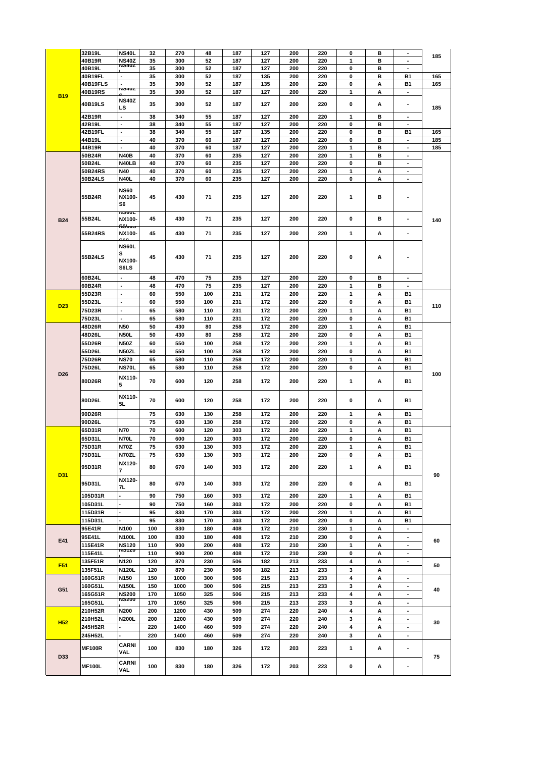| | | | | | | | | | | | | | |
|---|---|---|---|---|---|---|---|---|---|---|---|---|---|
| **B19** | **32B19L** | **NS40L** | **32** | **270** | **48** | **187** | **127** | **200** | **220** | **0** | **B** | **-** | **185** |
| | **40B19R** | **NS40Z** | **35** | **300** | **52** | **187** | **127** | **200** | **220** | **1** | **B** | **-** | |
| | **40B19L** | **NS40Z L** | **35** | **300** | **52** | **187** | **127** | **200** | **220** | **0** | **B** | **-** | |
| | **40B19FL** | **-** | **35** | **300** | **52** | **187** | **135** | **200** | **220** | **0** | **B** | **B1** | **165** |
| | **40B19FLS** | **-** | **35** | **300** | **52** | **187** | **135** | **200** | **220** | **0** | **A** | **B1** | **165** |
| | **40B19RS** | **NS40Z S** | **35** | **300** | **52** | **187** | **127** | **200** | **220** | **1** | **A** | **-** | **185** |
| | **40B19LS** | **NS40Z LS** | **35** | **300** | **52** | **187** | **127** | **200** | **220** | **0** | **A** | **-** | |
| | **42B19R** | **-** | **38** | **340** | **55** | **187** | **127** | **200** | **220** | **1** | **B** | **-** | |
| | **42B19L** | **-** | **38** | **340** | **55** | **187** | **127** | **200** | **220** | **0** | **B** | **-** | |
| | **42B19FL** | **-** | **38** | **340** | **55** | **187** | **135** | **200** | **220** | **0** | **B** | **B1** | **165** |
| | **44B19L** | **-** | **40** | **370** | **60** | **187** | **127** | **200** | **220** | **0** | **B** | **-** | **185** |
| | **44B19R** | **-** | **40** | **370** | **60** | **187** | **127** | **200** | **220** | **1** | **B** | **-** | **185** |
| **B24** | **50B24R** | **N40B** | **40** | **370** | **60** | **235** | **127** | **200** | **220** | **1** | **B** | **-** | **140** |
| | **50B24L** | **N40LB** | **40** | **370** | **60** | **235** | **127** | **200** | **220** | **0** | **B** | **-** | |
| | **50B24RS** | **N40** | **40** | **370** | **60** | **235** | **127** | **200** | **220** | **1** | **A** | **-** | |
| | **50B24LS** | **N40L** | **40** | **370** | **60** | **235** | **127** | **200** | **220** | **0** | **A** | **-** | |
| | **55B24R** | **NS60 NX100-S6** | **45** | **430** | **71** | **235** | **127** | **200** | **220** | **1** | **B** | **-** | |
| | **55B24L** | **NS60L NX100-S6L** | **45** | **430** | **71** | **235** | **127** | **200** | **220** | **0** | **B** | **-** | |
| | **55B24RS** | **NS60S NX100-S6S** | **45** | **430** | **71** | **235** | **127** | **200** | **220** | **1** | **A** | **-** | |
| | **55B24LS** | **NS60LS NX100-S6LS** | **45** | **430** | **71** | **235** | **127** | **200** | **220** | **0** | **A** | **-** | |
| | **60B24L** | **-** | **48** | **470** | **75** | **235** | **127** | **200** | **220** | **0** | **B** | **-** | |
| | **60B24R** | **-** | **48** | **470** | **75** | **235** | **127** | **200** | **220** | **1** | **B** | **-** | |
| **D23** | **55D23R** | **-** | **60** | **550** | **100** | **231** | **172** | **200** | **220** | **1** | **A** | **B1** | **110** |
| | **55D23L** | **-** | **60** | **550** | **100** | **231** | **172** | **200** | **220** | **0** | **A** | **B1** | |
| | **75D23R** | **-** | **65** | **580** | **110** | **231** | **172** | **200** | **220** | **1** | **A** | **B1** | |
| | **75D23L** | **-** | **65** | **580** | **110** | **231** | **172** | **200** | **220** | **0** | **A** | **B1** | |
| **D26** | **48D26R** | **N50** | **50** | **430** | **80** | **258** | **172** | **200** | **220** | **1** | **A** | **B1** | **100** |
| | **48D26L** | **N50L** | **50** | **430** | **80** | **258** | **172** | **200** | **220** | **0** | **A** | **B1** | |
| | **55D26R** | **N50Z** | **60** | **550** | **100** | **258** | **172** | **200** | **220** | **1** | **A** | **B1** | |
| | **55D26L** | **N50ZL** | **60** | **550** | **100** | **258** | **172** | **200** | **220** | **0** | **A** | **B1** | |
| | **75D26R** | **NS70** | **65** | **580** | **110** | **258** | **172** | **200** | **220** | **1** | **A** | **B1** | |
| | **75D26L** | **NS70L** | **65** | **580** | **110** | **258** | **172** | **200** | **220** | **0** | **A** | **B1** | |
| | **80D26R** | **NX110-5** | **70** | **600** | **120** | **258** | **172** | **200** | **220** | **1** | **A** | **B1** | |
| | **80D26L** | **NX110-5L** | **70** | **600** | **120** | **258** | **172** | **200** | **220** | **0** | **A** | **B1** | |
| | **90D26R** | | **75** | **630** | **130** | **258** | **172** | **200** | **220** | **1** | **A** | **B1** | |
| | **90D26L** | | **75** | **630** | **130** | **258** | **172** | **200** | **220** | **0** | **A** | **B1** | |
| **D31** | **65D31R** | **N70** | **70** | **600** | **120** | **303** | **172** | **200** | **220** | **1** | **A** | **B1** | **90** |
| | **65D31L** | **N70L** | **70** | **600** | **120** | **303** | **172** | **200** | **220** | **0** | **A** | **B1** | |
| | **75D31R** | **N70Z** | **75** | **630** | **130** | **303** | **172** | **200** | **220** | **1** | **A** | **B1** | |
| | **75D31L** | **N70ZL** | **75** | **630** | **130** | **303** | **172** | **200** | **220** | **0** | **A** | **B1** | |
| | **95D31R** | **NX120-7** | **80** | **670** | **140** | **303** | **172** | **200** | **220** | **1** | **A** | **B1** | |
| | **95D31L** | **NX120-7L** | **80** | **670** | **140** | **303** | **172** | **200** | **220** | **0** | **A** | **B1** | |
| | **105D31R** | **-** | **90** | **750** | **160** | **303** | **172** | **200** | **220** | **1** | **A** | **B1** | |
| | **105D31L** | **-** | **90** | **750** | **160** | **303** | **172** | **200** | **220** | **0** | **A** | **B1** | |
| | **115D31R** | **-** | **95** | **830** | **170** | **303** | **172** | **200** | **220** | **1** | **A** | **B1** | |
| | **115D31L** | **-** | **95** | **830** | **170** | **303** | **172** | **200** | **220** | **0** | **A** | **B1** | |
| **E41** | **95E41R** | **N100** | **100** | **830** | **180** | **408** | **172** | **210** | **230** | **1** | **A** | **-** | **60** |
| | **95E41L** | **N100L** | **100** | **830** | **180** | **408** | **172** | **210** | **230** | **0** | **A** | **-** | |
| | **115E41R** | **NS120** | **110** | **900** | **200** | **408** | **172** | **210** | **230** | **1** | **A** | **-** | |
| | **115E41L** | **NS120L** | **110** | **900** | **200** | **408** | **172** | **210** | **230** | **0** | **A** | **-** | |
| **F51** | **135F51R** | **N120** | **120** | **870** | **230** | **506** | **182** | **213** | **233** | **4** | **A** | **-** | **50** |
| | **135F51L** | **N120L** | **120** | **870** | **230** | **506** | **182** | **213** | **233** | **3** | **A** | | |
| **G51** | **160G51R** | **N150** | **150** | **1000** | **300** | **506** | **215** | **213** | **233** | **4** | **A** | **-** | **40** |
| | **160G51L** | **N150L** | **150** | **1000** | **300** | **506** | **215** | **213** | **233** | **3** | **A** | **-** | |
| | **165G51R** | **NS200** | **170** | **1050** | **325** | **506** | **215** | **213** | **233** | **4** | **A** | **-** | |
| | **165G51L** | **NS200L** | **170** | **1050** | **325** | **506** | **215** | **213** | **233** | **3** | **A** | **-** | |
| **H52** | **210H52R** | **N200** | **200** | **1200** | **430** | **509** | **274** | **220** | **240** | **4** | **A** | **-** | **30** |
| | **210H52L** | **N200L** | **200** | **1200** | **430** | **509** | **274** | **220** | **240** | **3** | **A** | **-** | |
| | **245H52R** | **-** | **220** | **1400** | **460** | **509** | **274** | **220** | **240** | **4** | **A** | **-** | |
| | **245H52L** | **-** | **220** | **1400** | **460** | **509** | **274** | **220** | **240** | **3** | **A** | **-** | |
| **D33** | **MF100R** | **CARNIVAL** | **100** | **830** | **180** | **326** | **172** | **203** | **223** | **1** | **A** | **-** | **75** |
| | **MF100L** | **CARNIVAL** | **100** | **830** | **180** | **326** | **172** | **203** | **223** | **0** | **A** | **-** | |